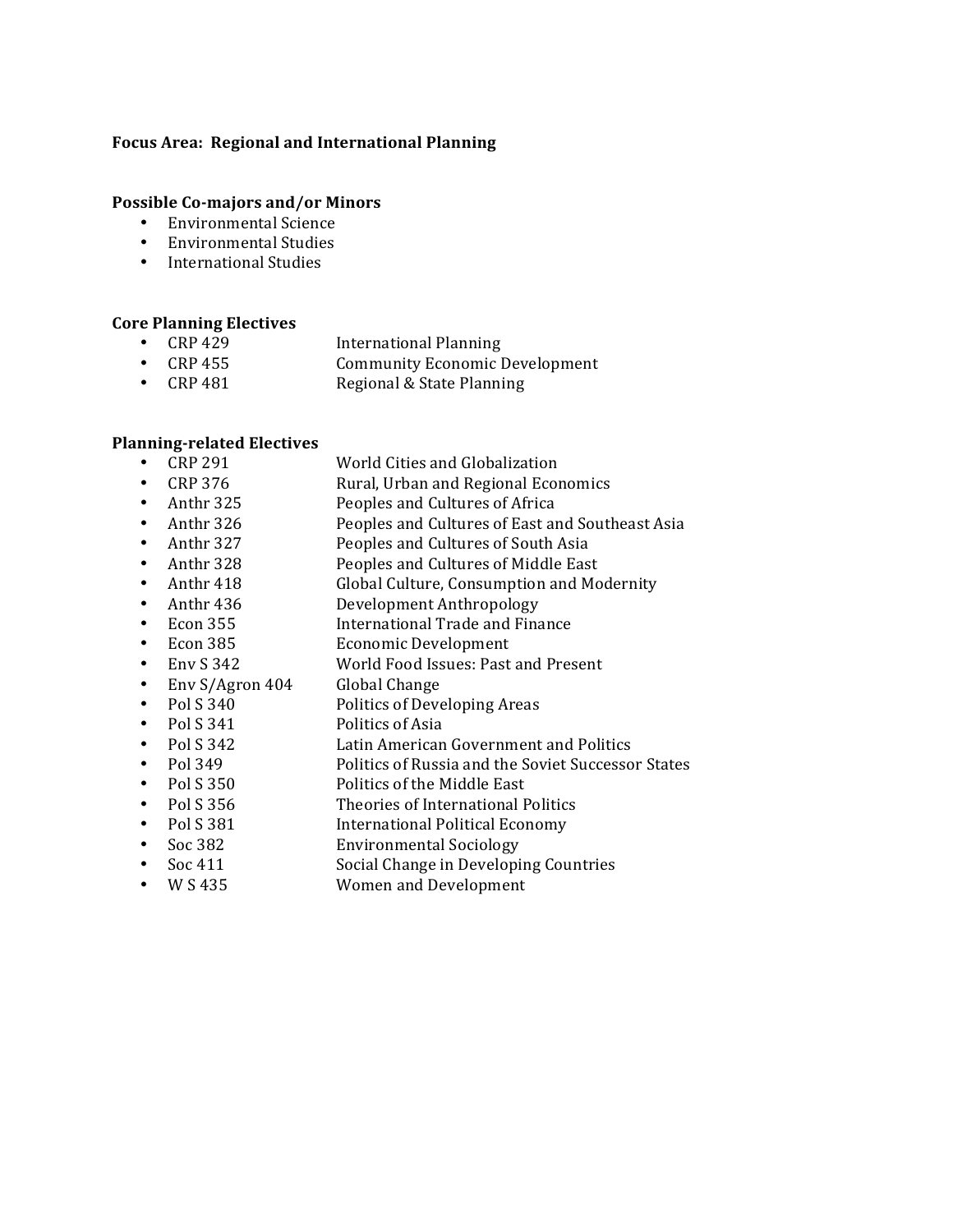**Focus Area: Regional and International Planning**

**Possible Co-majors and/or Minors**

- Environmental Science
- Environmental Studies
- International Studies

**Core Planning Electives**

- CRP 429 International Planning
- CRP 455 Community Economic Development
- CRP 481 Regional & State Planning

**Planning-related Electives**

- CRP 291 World Cities and Globalization
- CRP 376 Rural, Urban and Regional Economics
- Anthr 325 Peoples and Cultures of Africa
- Anthr 326 Peoples and Cultures of East and Southeast Asia
- Anthr 327 Peoples and Cultures of South Asia
- Anthr 328 Peoples and Cultures of Middle East
- Anthr 418 Global Culture, Consumption and Modernity
- Anthr 436 Development Anthropology
- Econ 355 International Trade and Finance
- Econ 385 Economic Development
- Env S 342 World Food Issues: Past and Present
- Env S/Agron 404 Global Change
- Pol S 340 Politics of Developing Areas
- Pol S 341 Politics of Asia
- Pol S 342 Latin American Government and Politics
- Pol 349 Politics of Russia and the Soviet Successor States
- Pol S 350 Politics of the Middle East
- Pol S 356 Theories of International Politics
- Pol S 381 International Political Economy
- Soc 382 Environmental Sociology
- Soc 411 Social Change in Developing Countries
- W S 435 Women and Development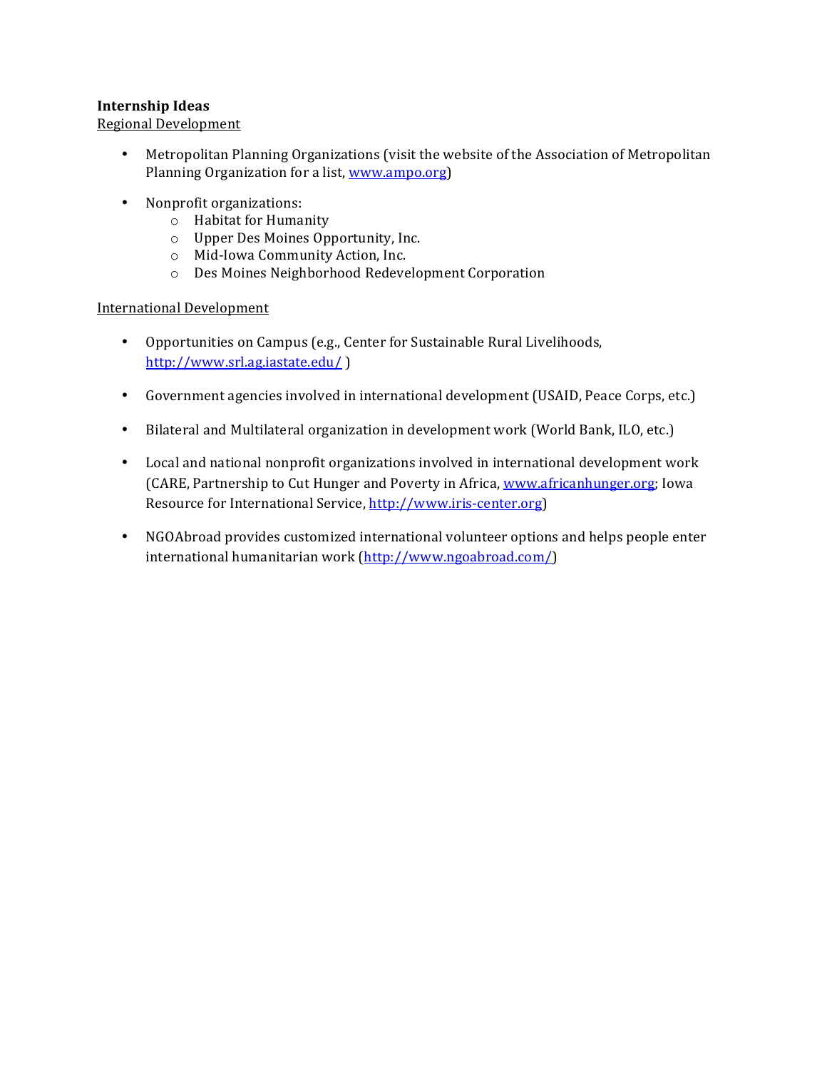**Internship Ideas**

Regional Development

- Metropolitan Planning Organizations (visit the website of the Association of Metropolitan Planning Organization for a list, www.ampo.org)

- Nonprofit organizations:
    - Habitat for Humanity
    - Upper Des Moines Opportunity, Inc.
    - Mid-Iowa Community Action, Inc.
    - Des Moines Neighborhood Redevelopment Corporation

International Development

- Opportunities on Campus (e.g., Center for Sustainable Rural Livelihoods, http://www.srl.ag.iastate.edu/ )

- Government agencies involved in international development (USAID, Peace Corps, etc.)

- Bilateral and Multilateral organization in development work (World Bank, ILO, etc.)

- Local and national nonprofit organizations involved in international development work (CARE, Partnership to Cut Hunger and Poverty in Africa, www.africanhunger.org; Iowa Resource for International Service, http://www.iris-center.org)

- NGOAbroad provides customized international volunteer options and helps people enter international humanitarian work (http://www.ngoabroad.com/)